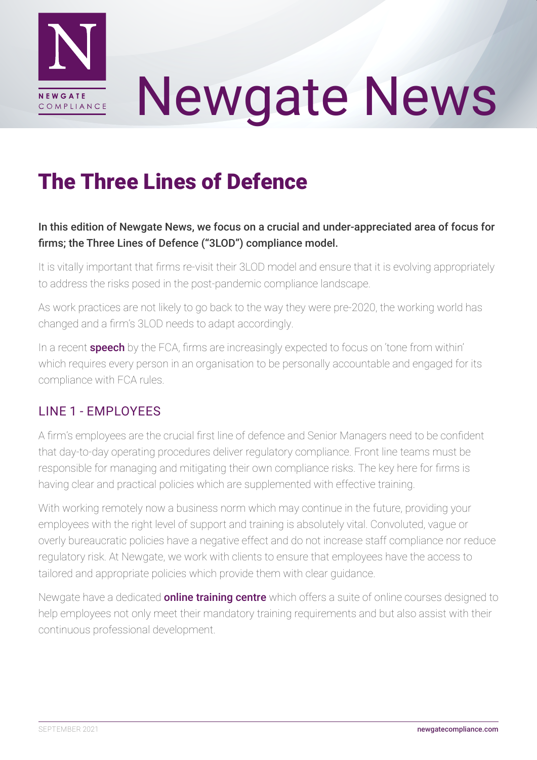# Newgate News

## The Three Lines of Defence

**In this edition of Newgate News, we focus on a crucial and under-appreciated area of focus for firms; the Three Lines of Defence ("3LOD") compliance model.**

It is vitally important that firms re-visit their 3LOD model and ensure that it is evolving appropriately to address the risks posed in the post-pandemic compliance landscape.

As work practices are not likely to go back to the way they were pre-2020, the working world has changed and a firm's 3LOD needs to adapt accordingly.

In a recent **speech** by the FCA, firms are increasingly expected to focus on 'tone from within' which requires every person in an organisation to be personally accountable and engaged for its compliance with FCA rules.

### LINE 1 - EMPLOYEES

A firm's employees are the crucial first line of defence and Senior Managers need to be confident that day-to-day operating procedures deliver regulatory compliance. Front line teams must be responsible for managing and mitigating their own compliance risks. The key here for firms is having clear and practical policies which are supplemented with effective training.

With working remotely now a business norm which may continue in the future, providing your employees with the right level of support and training is absolutely vital. Convoluted, vague or overly bureaucratic policies have a negative effect and do not increase staff compliance nor reduce regulatory risk. At Newgate, we work with clients to ensure that employees have the access to tailored and appropriate policies which provide them with clear guidance.

Newgate have a dedicated **online training centre** which offers a suite of online courses designed to help employees not only meet their mandatory training requirements and but also assist with their continuous professional development.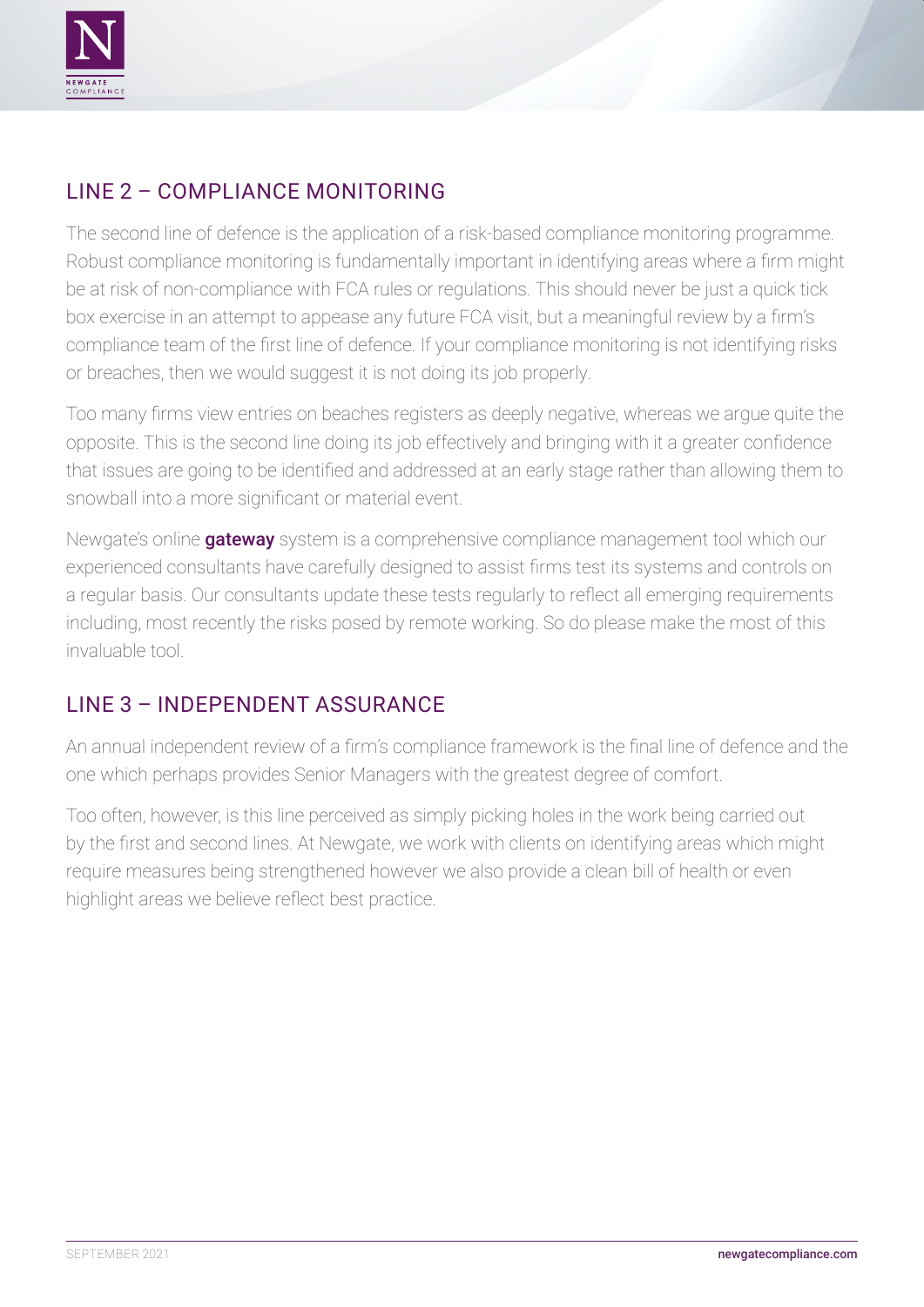## LINE 2 – COMPLIANCE MONITORING

The second line of defence is the application of a risk-based compliance monitoring programme. Robust compliance monitoring is fundamentally important in identifying areas where a firm might be at risk of non-compliance with FCA rules or regulations. This should never be just a quick tick box exercise in an attempt to appease any future FCA visit, but a meaningful review by a firm's compliance team of the first line of defence. If your compliance monitoring is not identifying risks or breaches, then we would suggest it is not doing its job properly.

Too many firms view entries on beaches registers as deeply negative, whereas we argue quite the opposite. This is the second line doing its job effectively and bringing with it a greater confidence that issues are going to be identified and addressed at an early stage rather than allowing them to snowball into a more significant or material event.

Newgate's online **gateway** system is a comprehensive compliance management tool which our experienced consultants have carefully designed to assist firms test its systems and controls on a regular basis. Our consultants update these tests regularly to reflect all emerging requirements including, most recently the risks posed by remote working. So do please make the most of this invaluable tool.

## LINE 3 – INDEPENDENT ASSURANCE

An annual independent review of a firm's compliance framework is the final line of defence and the one which perhaps provides Senior Managers with the greatest degree of comfort.

Too often, however, is this line perceived as simply picking holes in the work being carried out by the first and second lines. At Newgate, we work with clients on identifying areas which might require measures being strengthened however we also provide a clean bill of health or even highlight areas we believe reflect best practice.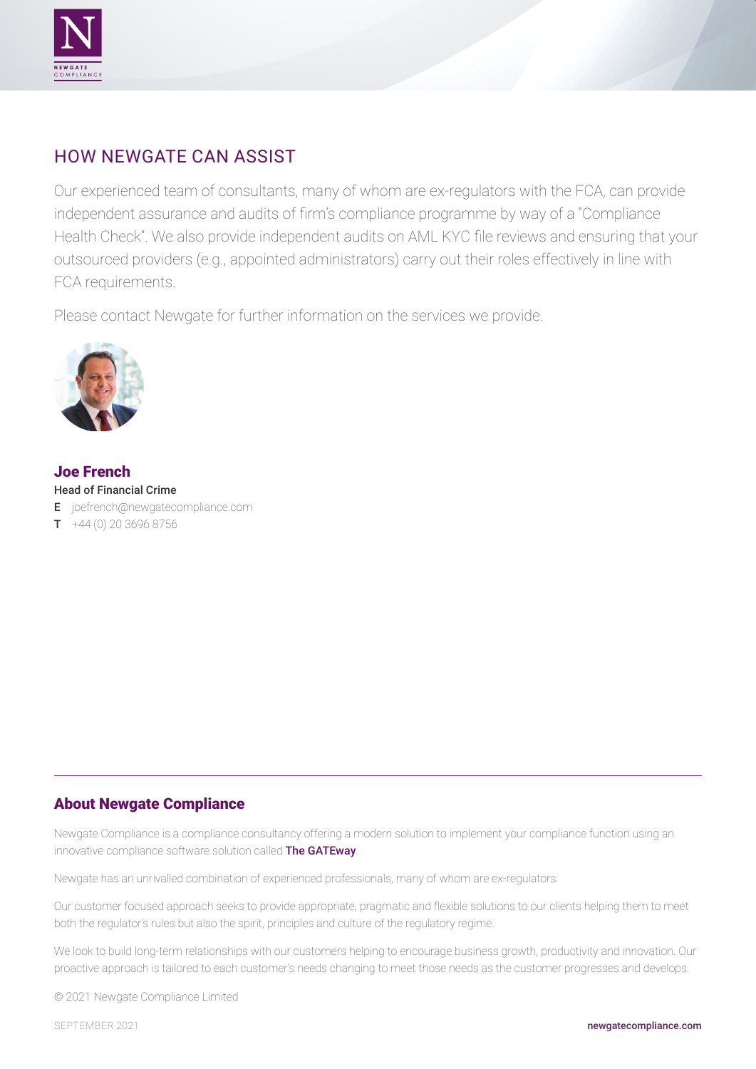## HOW NEWGATE CAN ASSIST

Our experienced team of consultants, many of whom are ex-regulators with the FCA, can provide independent assurance and audits of firm's compliance programme by way of a "Compliance Health Check". We also provide independent audits on AML KYC file reviews and ensuring that your outsourced providers (e.g., appointed administrators) carry out their roles effectively in line with FCA requirements.

Please contact Newgate for further information on the services we provide.

**Joe French**
Head of Financial Crime
**E** joefrench@newgatecompliance.com
**T** +44 (0) 20 3696 8756

---

### About Newgate Compliance

Newgate Compliance is a compliance consultancy offering a modern solution to implement your compliance function using an innovative compliance software solution called **The GATEway**.

Newgate has an unrivalled combination of experienced professionals, many of whom are ex-regulators.

Our customer focused approach seeks to provide appropriate, pragmatic and flexible solutions to our clients helping them to meet both the regulator's rules but also the spirit, principles and culture of the regulatory regime.

We look to build long-term relationships with our customers helping to encourage business growth, productivity and innovation. Our proactive approach is tailored to each customer's needs changing to meet those needs as the customer progresses and develops.

© 2021 Newgate Compliance Limited

SEPTEMBER 2021

newgatecompliance.com